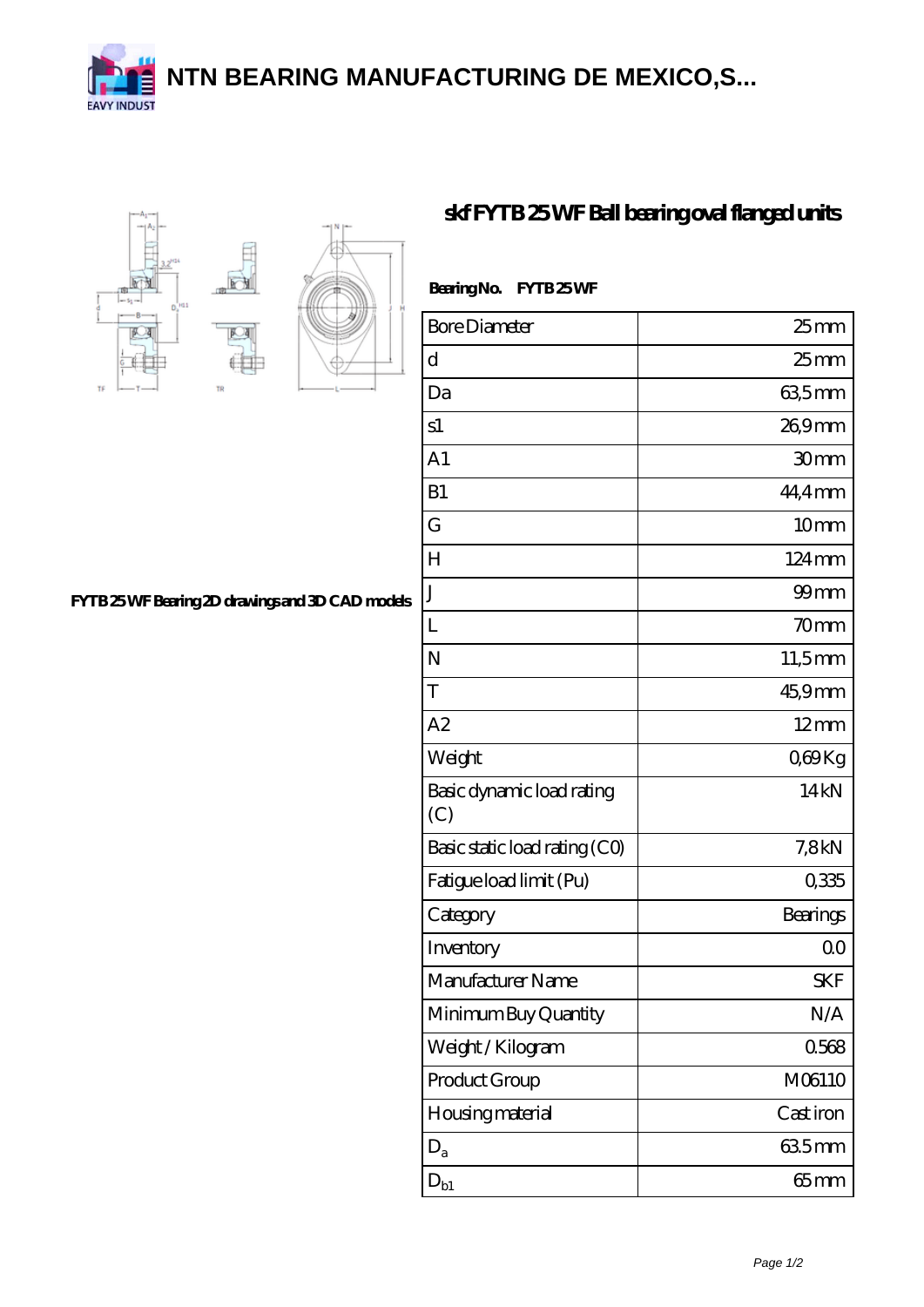# NTN BEARING MANUFACTURING DE MEXICO,S...

## skf FYTB 25 WF Ball bearing oval flanged units

FYTB 25 WF Bearing 2D drawings and 3D CAD models

**Bearing No.** FYTB 25 WF

| Bore Diameter | 25 mm |
|---|---|
| d | 25 mm |
| Da | 63,5 mm |
| s1 | 26,9 mm |
| A1 | 30 mm |
| B1 | 44,4 mm |
| G | 10 mm |
| H | 124 mm |
| J | 99 mm |
| L | 70 mm |
| N | 11,5 mm |
| T | 45,9 mm |
| A2 | 12 mm |
| Weight | 0,69 Kg |
| Basic dynamic load rating (C) | 14 kN |
| Basic static load rating (C0) | 7,8 kN |
| Fatigue load limit (Pu) | 0,335 |
| Category | Bearings |
| Inventory | 0.0 |
| Manufacturer Name | SKF |
| Minimum Buy Quantity | N/A |
| Weight / Kilogram | 0.568 |
| Product Group | M06110 |
| Housing material | Cast iron |
| $D_a$ | 63.5 mm |
| $D_{b1}$ | 65 mm |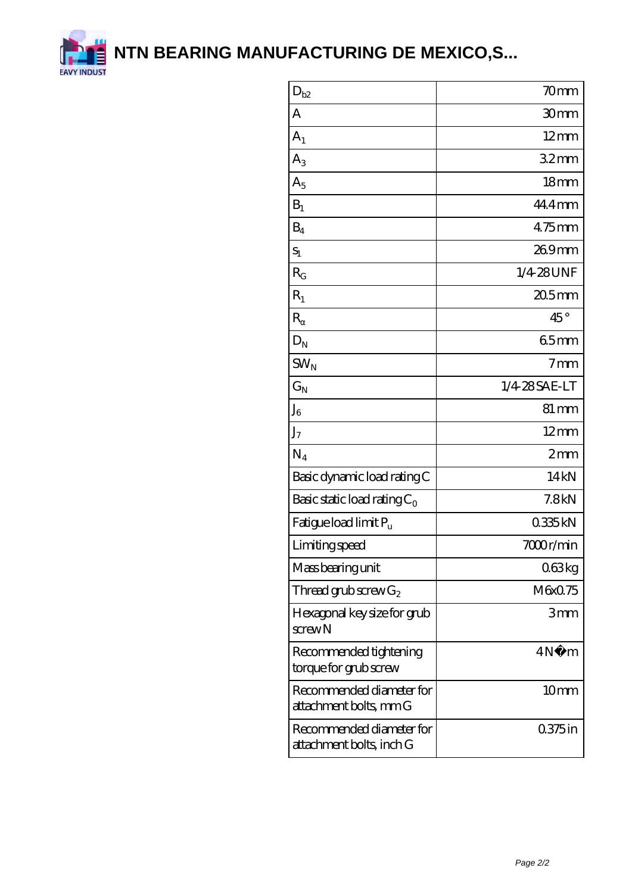| | |
|---|---|
| $D_{b2}$ | 70 mm |
| A | 30 mm |
| $A_1$ | 12 mm |
| $A_3$ | 3.2 mm |
| $A_5$ | 18 mm |
| $B_1$ | 44.4 mm |
| $B_4$ | 4.75 mm |
| $S_1$ | 26.9 mm |
| $R_G$ | 1/4-28 UNF |
| $R_1$ | 20.5 mm |
| $R_\alpha$ | 45 ° |
| $D_N$ | 6.5 mm |
| $SW_N$ | 7 mm |
| $G_N$ | 1/4-28 SAE-LT |
| $J_6$ | 81 mm |
| $J_7$ | 12 mm |
| $N_4$ | 2 mm |
| Basic dynamic load rating C | 14 kN |
| Basic static load rating $C_0$ | 7.8 kN |
| Fatigue load limit $P_u$ | 0.335 kN |
| Limiting speed | 7000 r/min |
| Mass bearing unit | 0.63 kg |
| Thread grub screw $G_2$ | M6x0.75 |
| Hexagonal key size for grub screw N | 3 mm |
| Recommended tightening torque for grub screw | 4 N�m |
| Recommended diameter for attachment bolts, mm G | 10 mm |
| Recommended diameter for attachment bolts, inch G | 0.375 in |